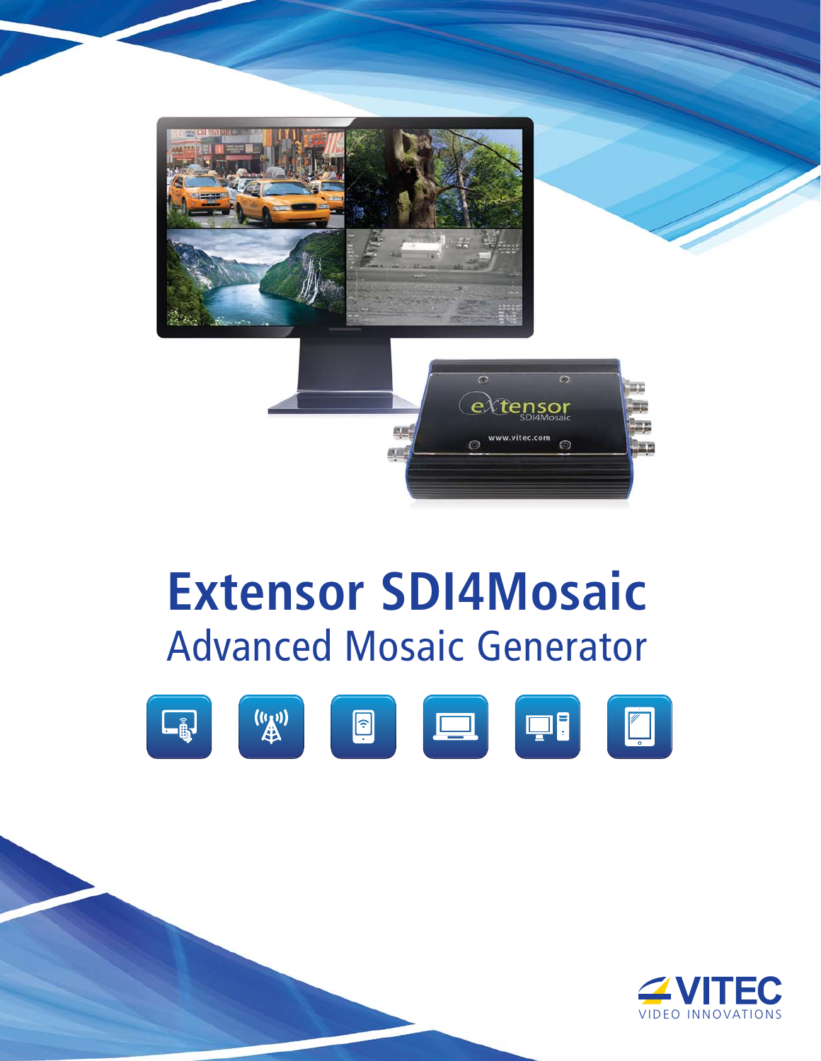# Extensor SDI4Mosaic

## Advanced Mosaic Generator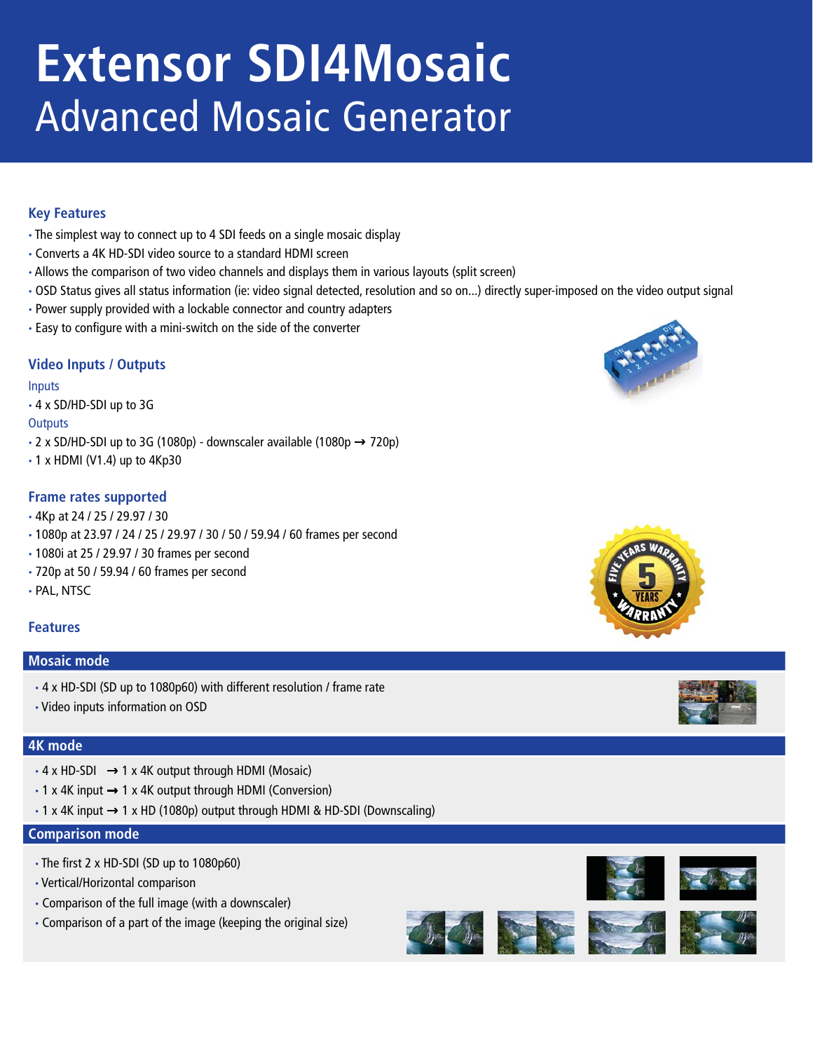# Extensor SDI4Mosaic

## Advanced Mosaic Generator

### Key Features

- The simplest way to connect up to 4 SDI feeds on a single mosaic display
- Converts a 4K HD-SDI video source to a standard HDMI screen
- Allows the comparison of two video channels and displays them in various layouts (split screen)
- OSD Status gives all status information (ie: video signal detected, resolution and so on...) directly super-imposed on the video output signal
- Power supply provided with a lockable connector and country adapters
- Easy to configure with a mini-switch on the side of the converter

### Video Inputs / Outputs

Inputs

- 4 x SD/HD-SDI up to 3G

Outputs

- 2 x SD/HD-SDI up to 3G (1080p) - downscaler available (1080p → 720p)
- 1 x HDMI (V1.4) up to 4Kp30

### Frame rates supported

- 4Kp at 24 / 25 / 29.97 / 30
- 1080p at 23.97 / 24 / 25 / 29.97 / 30 / 50 / 59.94 / 60 frames per second
- 1080i at 25 / 29.97 / 30 frames per second
- 720p at 50 / 59.94 / 60 frames per second
- PAL, NTSC

### Features

#### Mosaic mode

- 4 x HD-SDI (SD up to 1080p60) with different resolution / frame rate
- Video inputs information on OSD

#### 4K mode

- 4 x HD-SDI → 1 x 4K output through HDMI (Mosaic)
- 1 x 4K input → 1 x 4K output through HDMI (Conversion)
- 1 x 4K input → 1 x HD (1080p) output through HDMI & HD-SDI (Downscaling)

#### Comparison mode

- The first 2 x HD-SDI (SD up to 1080p60)
- Vertical/Horizontal comparison
- Comparison of the full image (with a downscaler)
- Comparison of a part of the image (keeping the original size)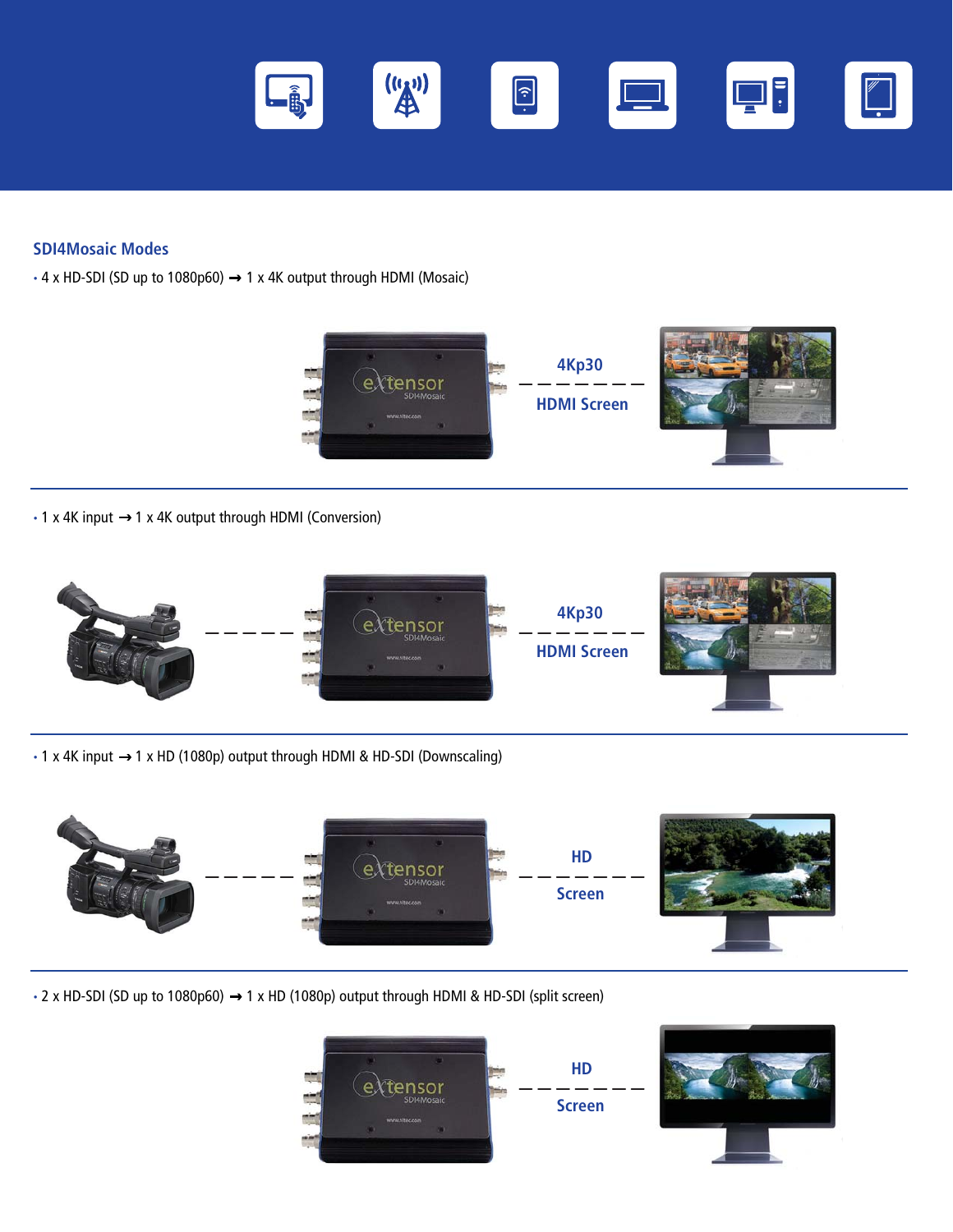## SDI4Mosaic Modes

- 4 x HD-SDI (SD up to 1080p60) ➞ 1 x 4K output through HDMI (Mosaic)

4Kp30

HDMI Screen

- 1 x 4K input ➞ 1 x 4K output through HDMI (Conversion)

4Kp30

HDMI Screen

- 1 x 4K input ➞ 1 x HD (1080p) output through HDMI & HD-SDI (Downscaling)

HD

Screen

- 2 x HD-SDI (SD up to 1080p60) ➞ 1 x HD (1080p) output through HDMI & HD-SDI (split screen)

HD

Screen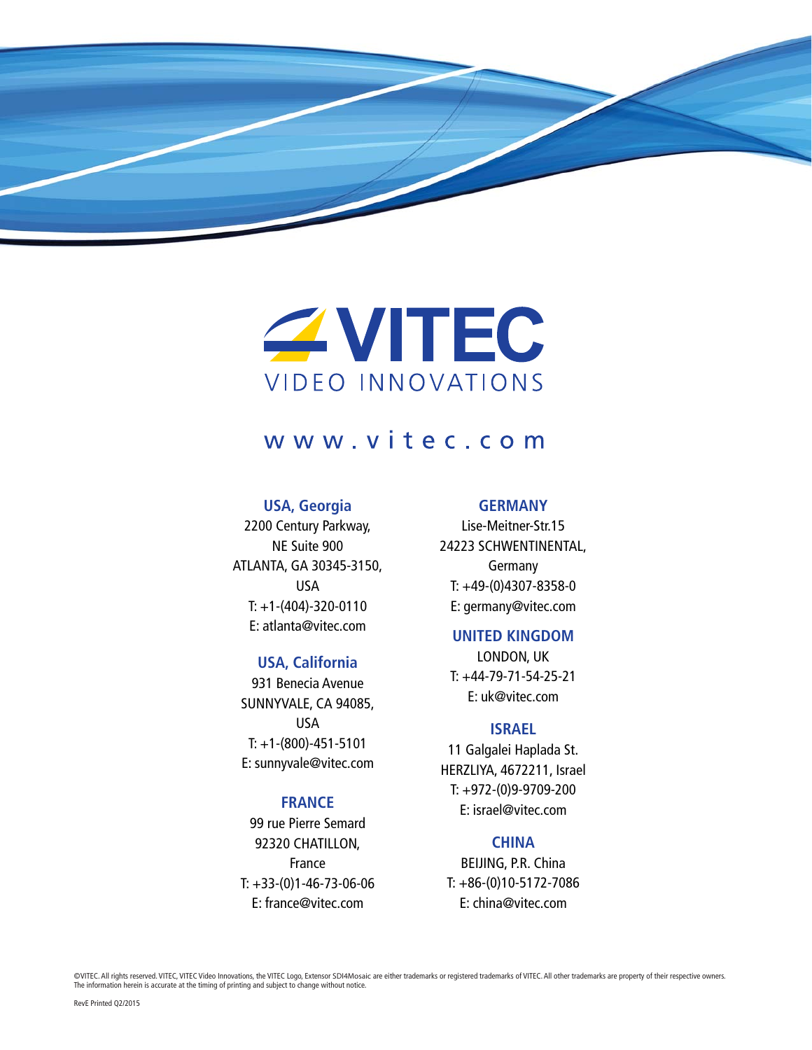VITEC

VIDEO INNOVATIONS

www.vitec.com

### USA, Georgia

2200 Century Parkway,
NE Suite 900
ATLANTA, GA 30345-3150,
USA
T: +1-(404)-320-0110
E: atlanta@vitec.com

### USA, California

931 Benecia Avenue
SUNNYVALE, CA 94085,
USA
T: +1-(800)-451-5101
E: sunnyvale@vitec.com

### FRANCE

99 rue Pierre Semard
92320 CHATILLON,
France
T: +33-(0)1-46-73-06-06
E: france@vitec.com

### GERMANY

Lise-Meitner-Str.15
24223 SCHWENTINENTAL,
Germany
T: +49-(0)4307-8358-0
E: germany@vitec.com

### UNITED KINGDOM

LONDON, UK
T: +44-79-71-54-25-21
E: uk@vitec.com

### ISRAEL

11 Galgalei Haplada St.
HERZLIYA, 4672211, Israel
T: +972-(0)9-9709-200
E: israel@vitec.com

### CHINA

BEIJING, P.R. China
T: +86-(0)10-5172-7086
E: china@vitec.com

©VITEC. All rights reserved. VITEC, VITEC Video Innovations, the VITEC Logo, Extensor SDI4Mosaic are either trademarks or registered trademarks of VITEC. All other trademarks are property of their respective owners.
The information herein is accurate at the timing of printing and subject to change without notice.

RevE Printed Q2/2015